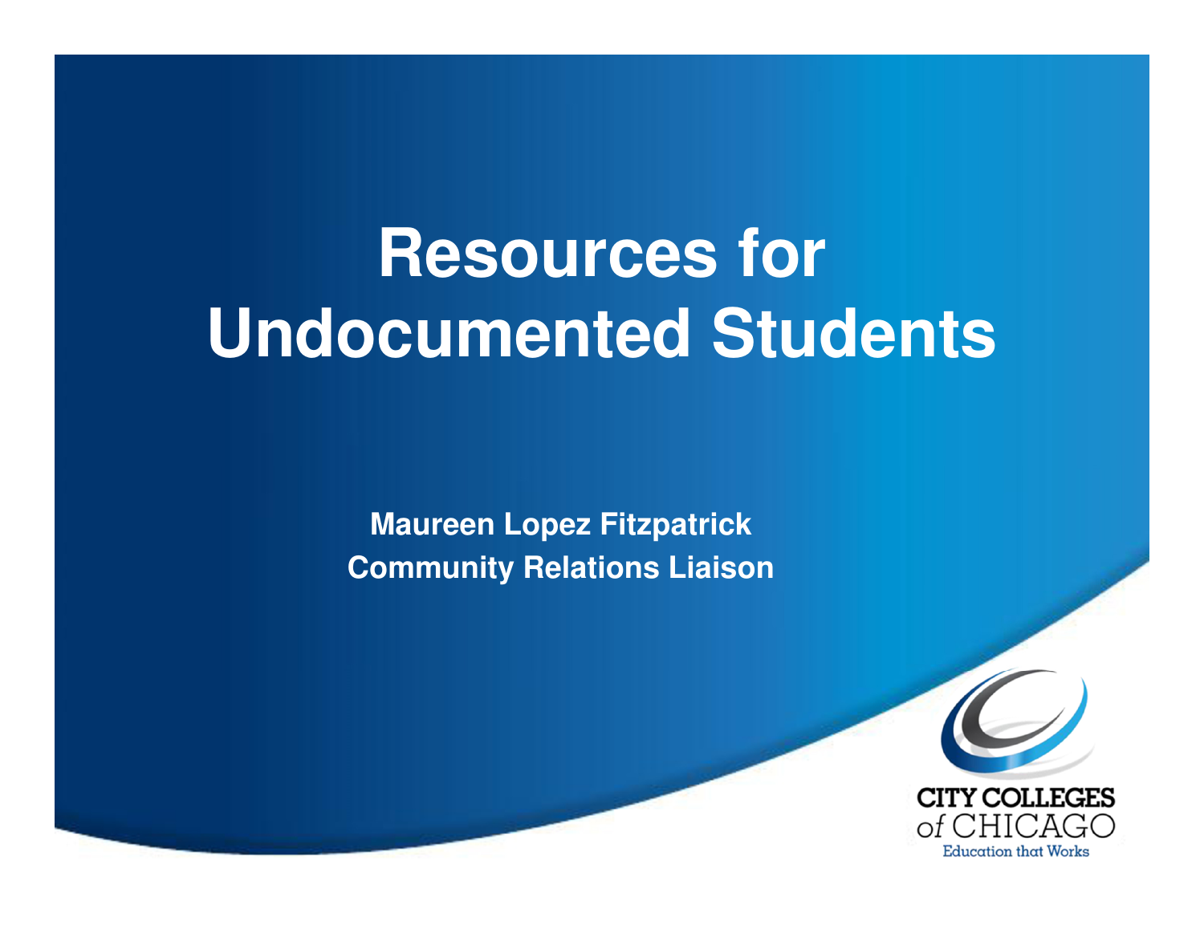# Resources for Undocumented Students

**Maureen Lopez Fitzpatrick**
**Community Relations Liaison**

CITY COLLEGES of CHICAGO
Education that Works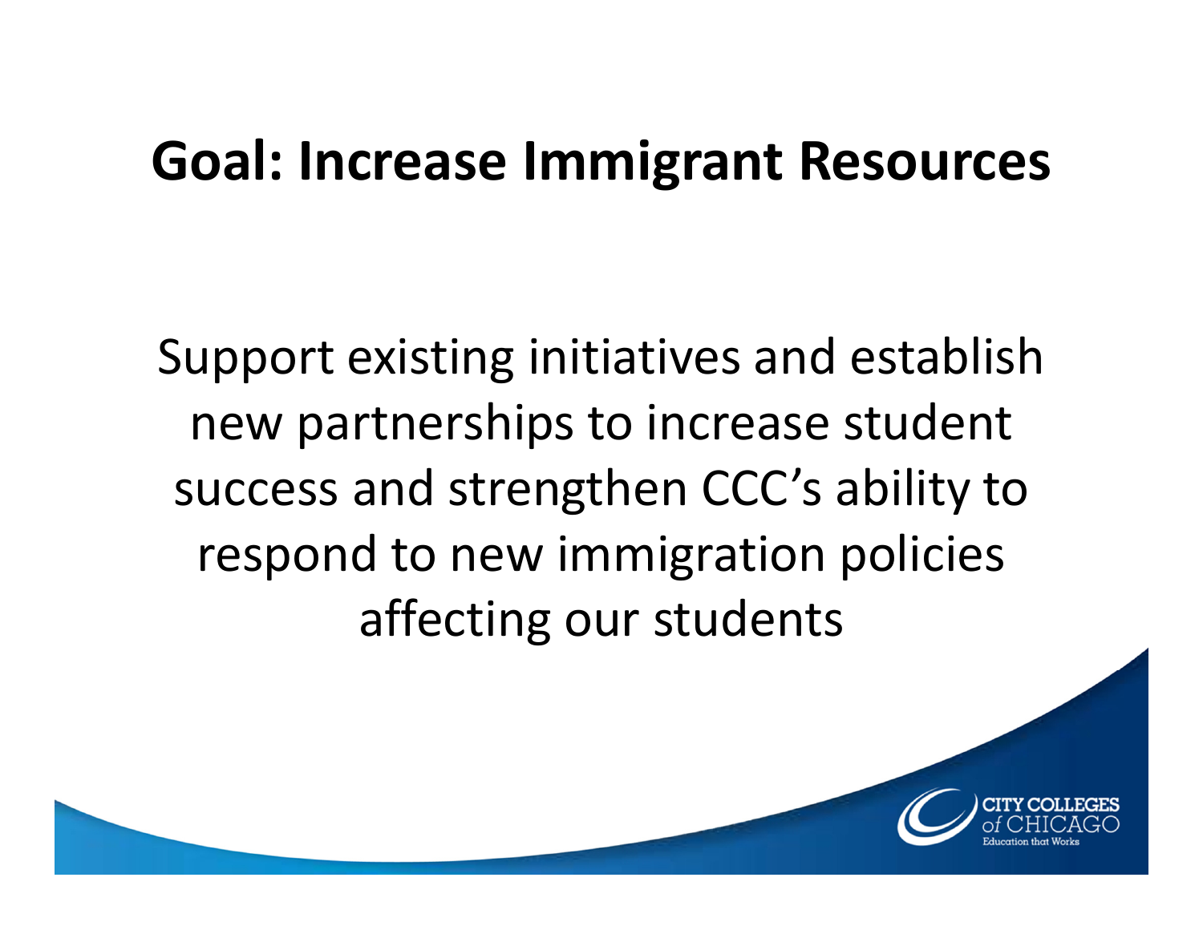# Goal: Increase Immigrant Resources

Support existing initiatives and establish new partnerships to increase student success and strengthen CCC's ability to respond to new immigration policies affecting our students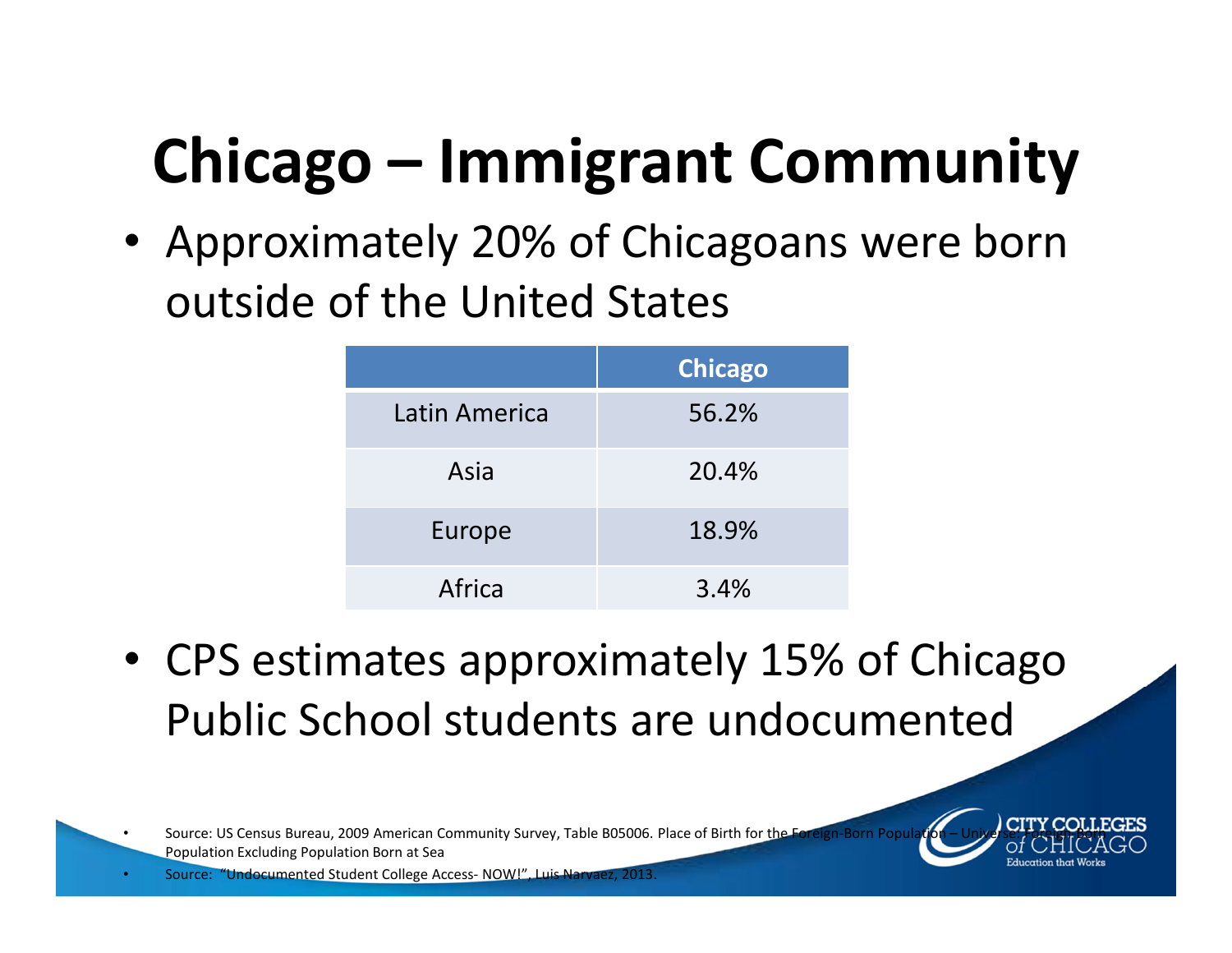# Chicago – Immigrant Community

- Approximately 20% of Chicagoans were born outside of the United States

| | Chicago |
|---|---|
| Latin America | 56.2% |
| Asia | 20.4% |
| Europe | 18.9% |
| Africa | 3.4% |

- CPS estimates approximately 15% of Chicago Public School students are undocumented

- Source: US Census Bureau, 2009 American Community Survey, Table B05006. Place of Birth for the Foreign-Born Population – Universe: Foreign-Born Population Excluding Population Born at Sea
- Source: "Undocumented Student College Access- NOW!", Luis Narvaez, 2013.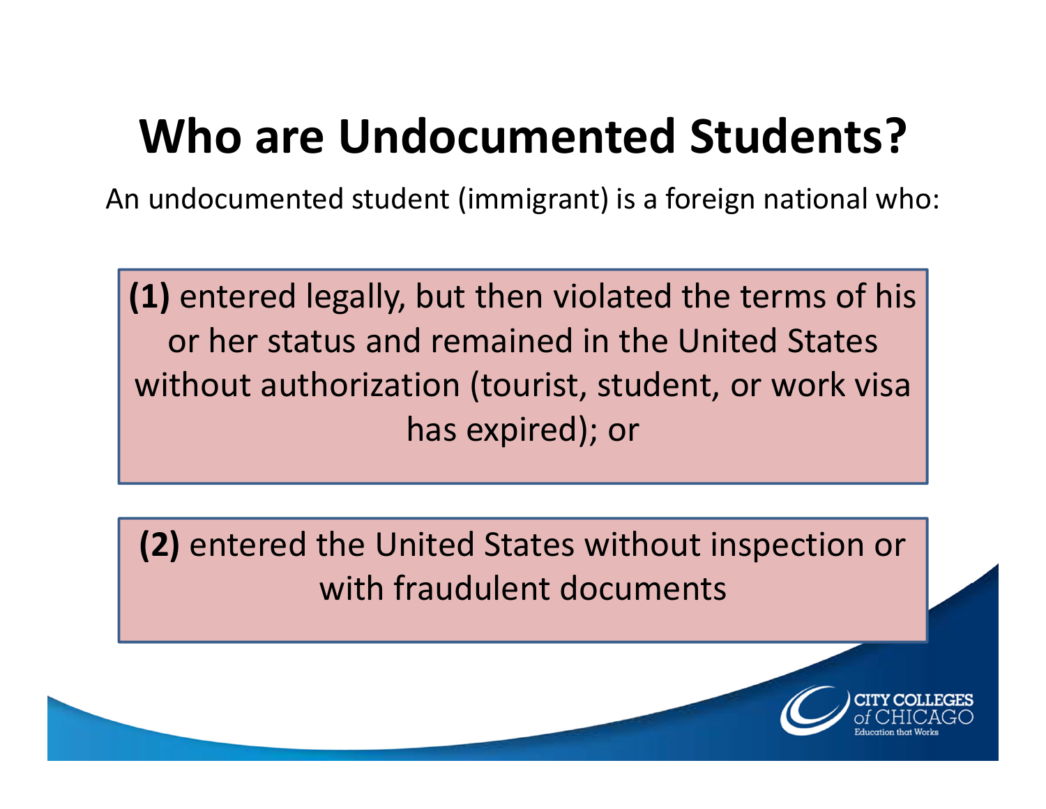# Who are Undocumented Students?

An undocumented student (immigrant) is a foreign national who:

**(1)** entered legally, but then violated the terms of his or her status and remained in the United States without authorization (tourist, student, or work visa has expired); or

**(2)** entered the United States without inspection or with fraudulent documents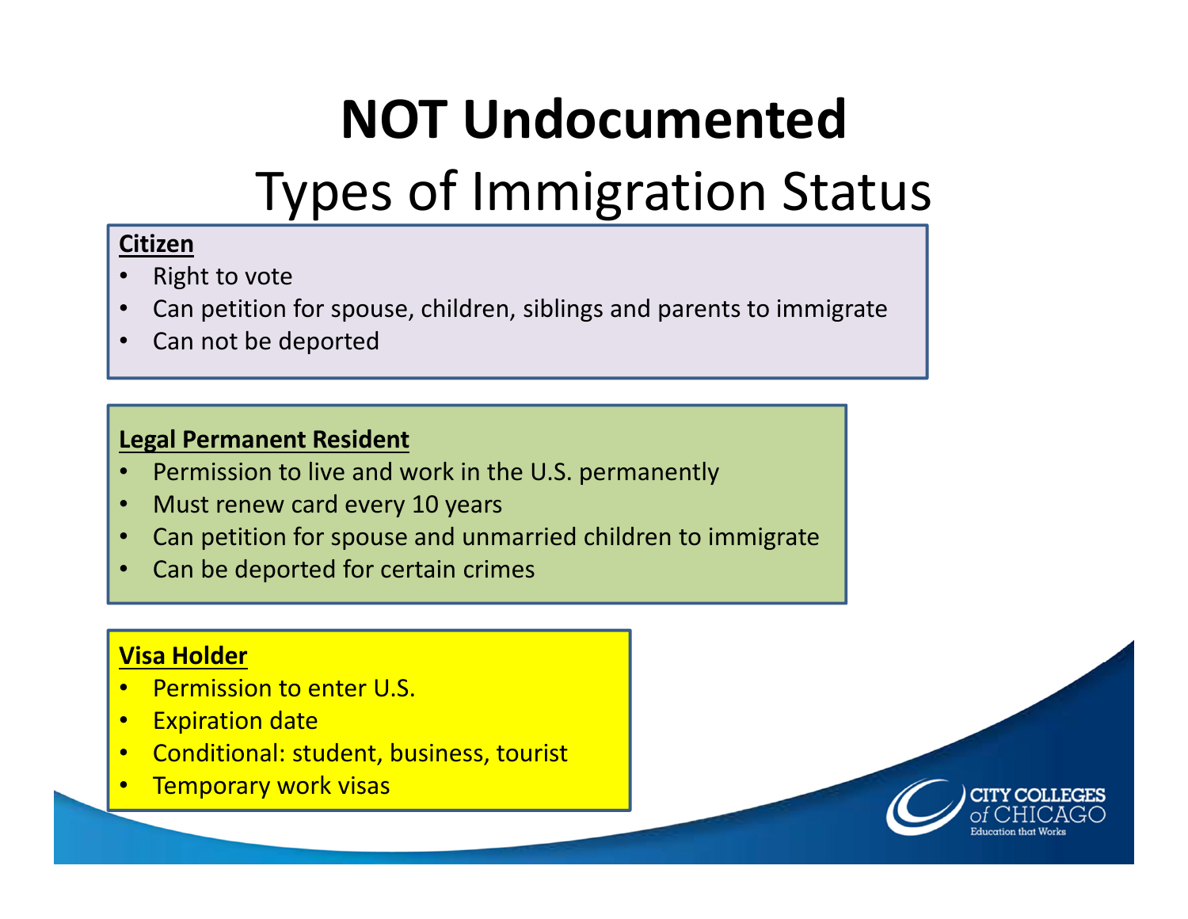# NOT Undocumented

## Types of Immigration Status

**Citizen**

- Right to vote
- Can petition for spouse, children, siblings and parents to immigrate
- Can not be deported

**Legal Permanent Resident**

- Permission to live and work in the U.S. permanently
- Must renew card every 10 years
- Can petition for spouse and unmarried children to immigrate
- Can be deported for certain crimes

**Visa Holder**

- Permission to enter U.S.
- Expiration date
- Conditional: student, business, tourist
- Temporary work visas

CITY COLLEGES of CHICAGO
Education that Works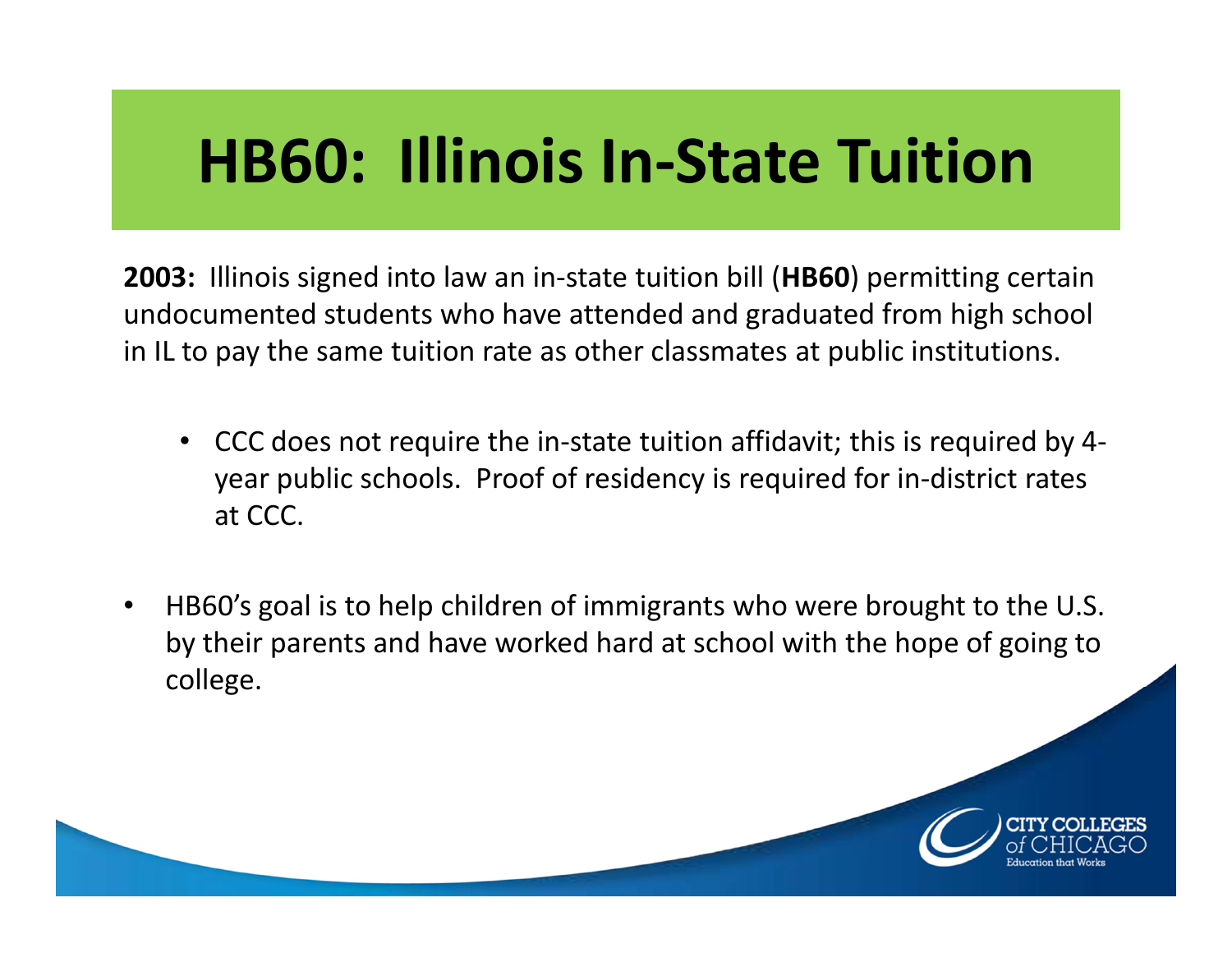# HB60: Illinois In-State Tuition

**2003:** Illinois signed into law an in-state tuition bill (**HB60**) permitting certain undocumented students who have attended and graduated from high school in IL to pay the same tuition rate as other classmates at public institutions.

- CCC does not require the in-state tuition affidavit; this is required by 4-year public schools. Proof of residency is required for in-district rates at CCC.

- HB60's goal is to help children of immigrants who were brought to the U.S. by their parents and have worked hard at school with the hope of going to college.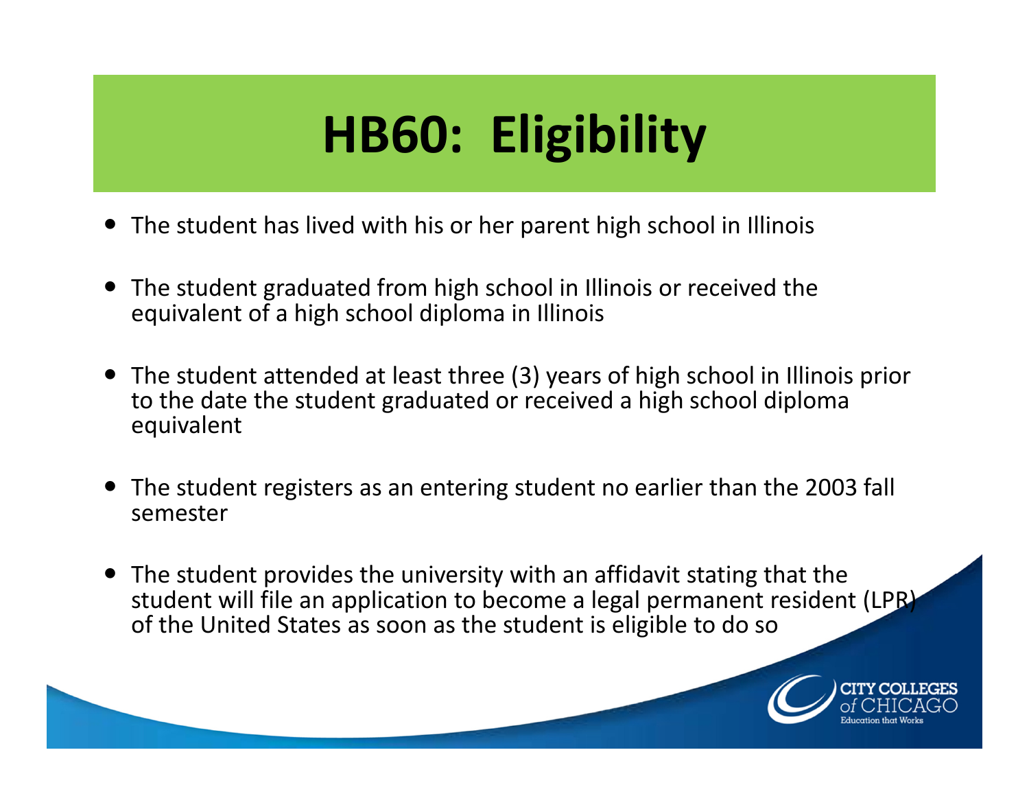# HB60: Eligibility

- The student has lived with his or her parent high school in Illinois
- The student graduated from high school in Illinois or received the equivalent of a high school diploma in Illinois
- The student attended at least three (3) years of high school in Illinois prior to the date the student graduated or received a high school diploma equivalent
- The student registers as an entering student no earlier than the 2003 fall semester
- The student provides the university with an affidavit stating that the student will file an application to become a legal permanent resident (LPR) of the United States as soon as the student is eligible to do so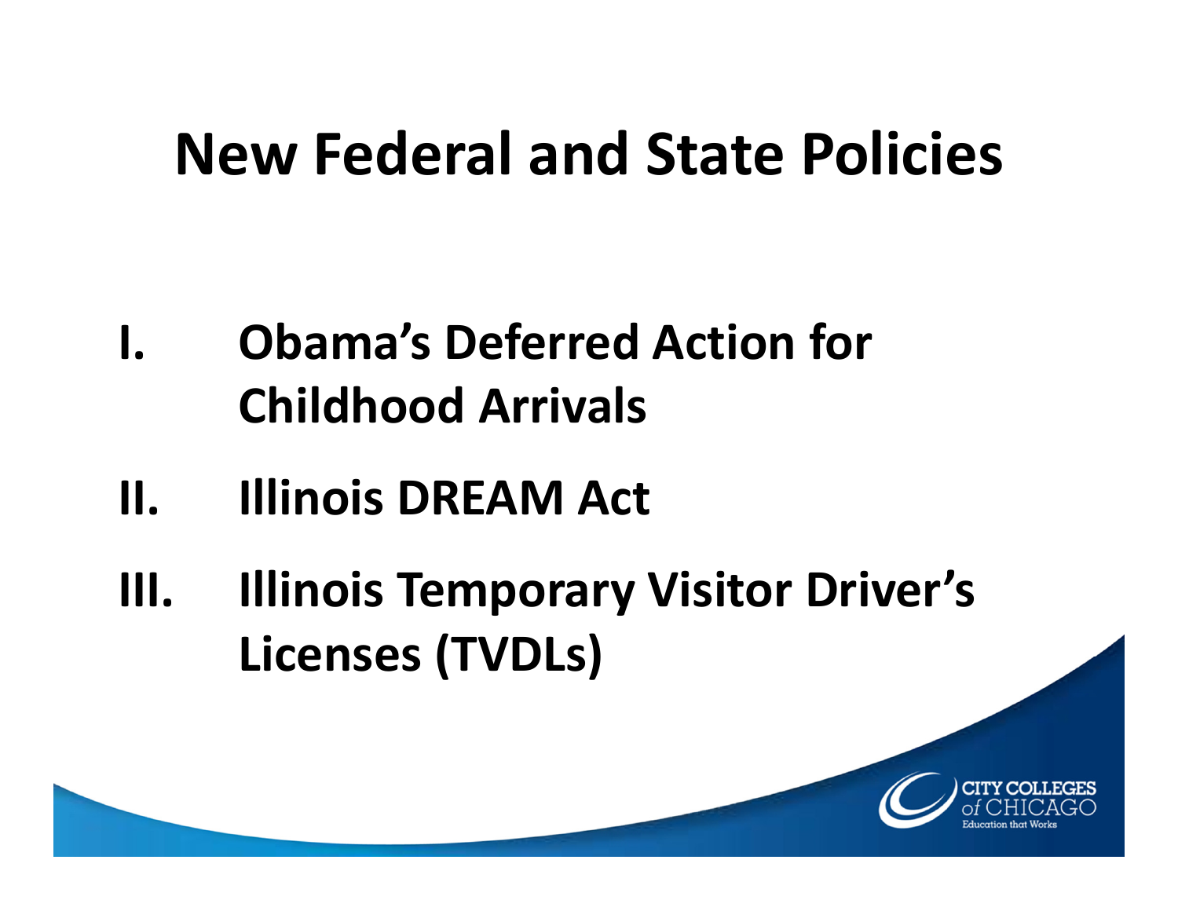# New Federal and State Policies

I. Obama's Deferred Action for Childhood Arrivals

II. Illinois DREAM Act

III. Illinois Temporary Visitor Driver's Licenses (TVDLs)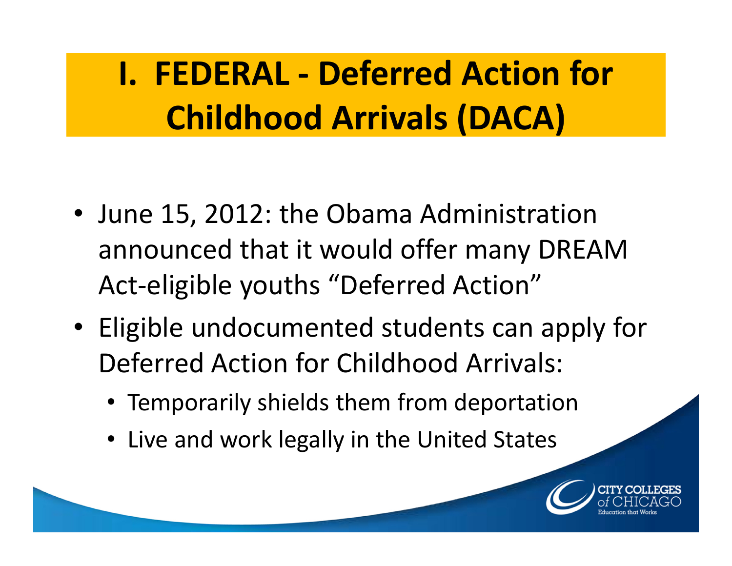# I. FEDERAL - Deferred Action for Childhood Arrivals (DACA)

- June 15, 2012: the Obama Administration announced that it would offer many DREAM Act-eligible youths “Deferred Action”
- Eligible undocumented students can apply for Deferred Action for Childhood Arrivals:
  - Temporarily shields them from deportation
  - Live and work legally in the United States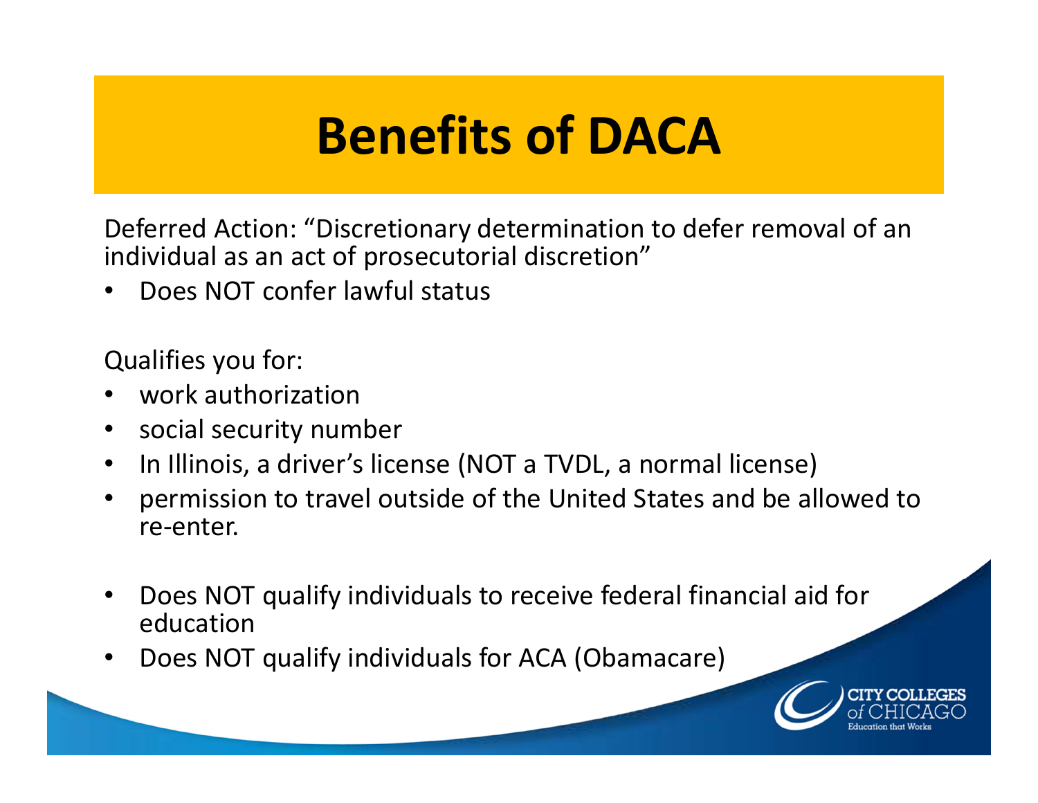# Benefits of DACA

Deferred Action: "Discretionary determination to defer removal of an individual as an act of prosecutorial discretion"

- Does NOT confer lawful status

Qualifies you for:

- work authorization
- social security number
- In Illinois, a driver's license (NOT a TVDL, a normal license)
- permission to travel outside of the United States and be allowed to re-enter.

- Does NOT qualify individuals to receive federal financial aid for education
- Does NOT qualify individuals for ACA (Obamacare)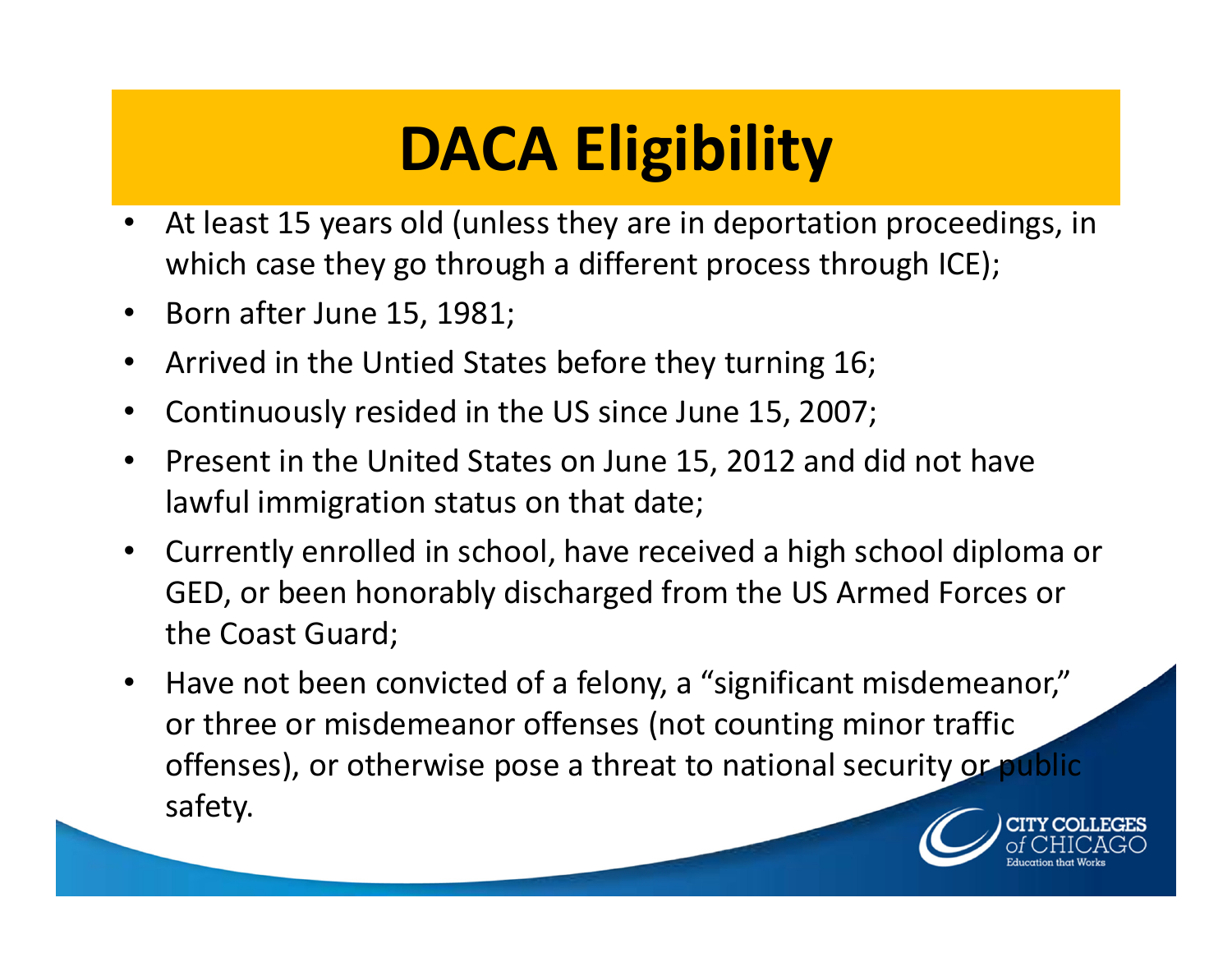# DACA Eligibility

- At least 15 years old (unless they are in deportation proceedings, in which case they go through a different process through ICE);
- Born after June 15, 1981;
- Arrived in the Untied States before they turning 16;
- Continuously resided in the US since June 15, 2007;
- Present in the United States on June 15, 2012 and did not have lawful immigration status on that date;
- Currently enrolled in school, have received a high school diploma or GED, or been honorably discharged from the US Armed Forces or the Coast Guard;
- Have not been convicted of a felony, a "significant misdemeanor," or three or misdemeanor offenses (not counting minor traffic offenses), or otherwise pose a threat to national security or public safety.

CITY COLLEGES of CHICAGO
Education that Works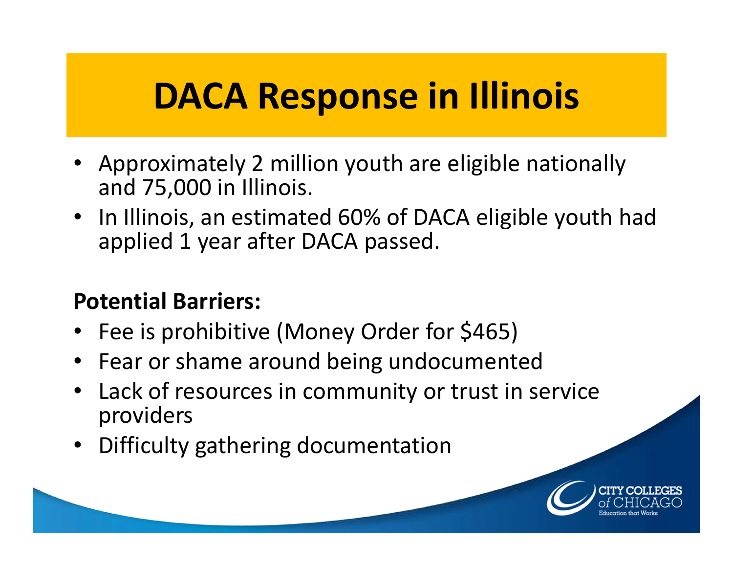# DACA Response in Illinois

- Approximately 2 million youth are eligible nationally and 75,000 in Illinois.
- In Illinois, an estimated 60% of DACA eligible youth had applied 1 year after DACA passed.

**Potential Barriers:**

- Fee is prohibitive (Money Order for $465)
- Fear or shame around being undocumented
- Lack of resources in community or trust in service providers
- Difficulty gathering documentation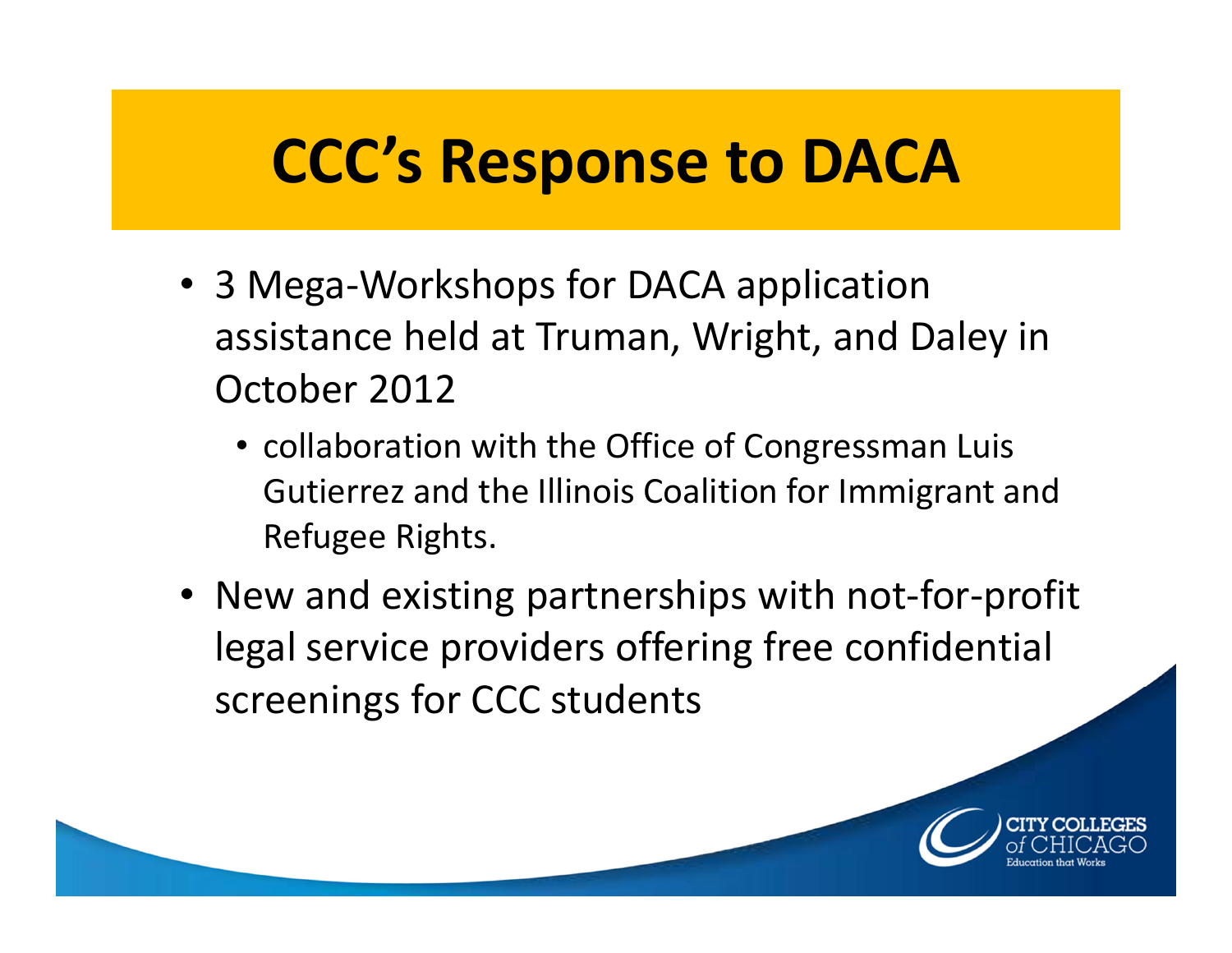# CCC's Response to DACA

- 3 Mega-Workshops for DACA application assistance held at Truman, Wright, and Daley in October 2012
  - collaboration with the Office of Congressman Luis Gutierrez and the Illinois Coalition for Immigrant and Refugee Rights.
- New and existing partnerships with not-for-profit legal service providers offering free confidential screenings for CCC students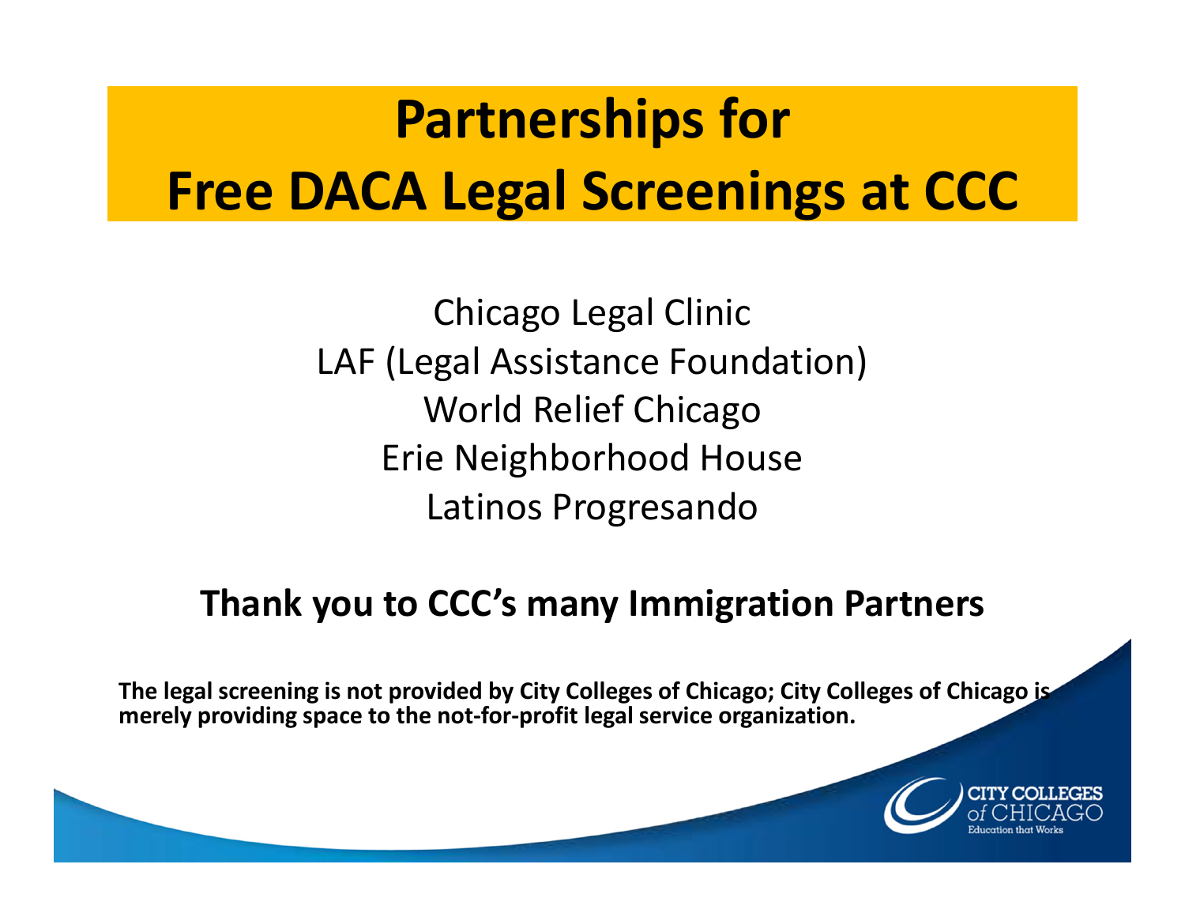# Partnerships for Free DACA Legal Screenings at CCC

Chicago Legal Clinic
LAF (Legal Assistance Foundation)
World Relief Chicago
Erie Neighborhood House
Latinos Progresando

**Thank you to CCC's many Immigration Partners**

**The legal screening is not provided by City Colleges of Chicago; City Colleges of Chicago is merely providing space to the not-for-profit legal service organization.**

CITY COLLEGES of CHICAGO
Education that Works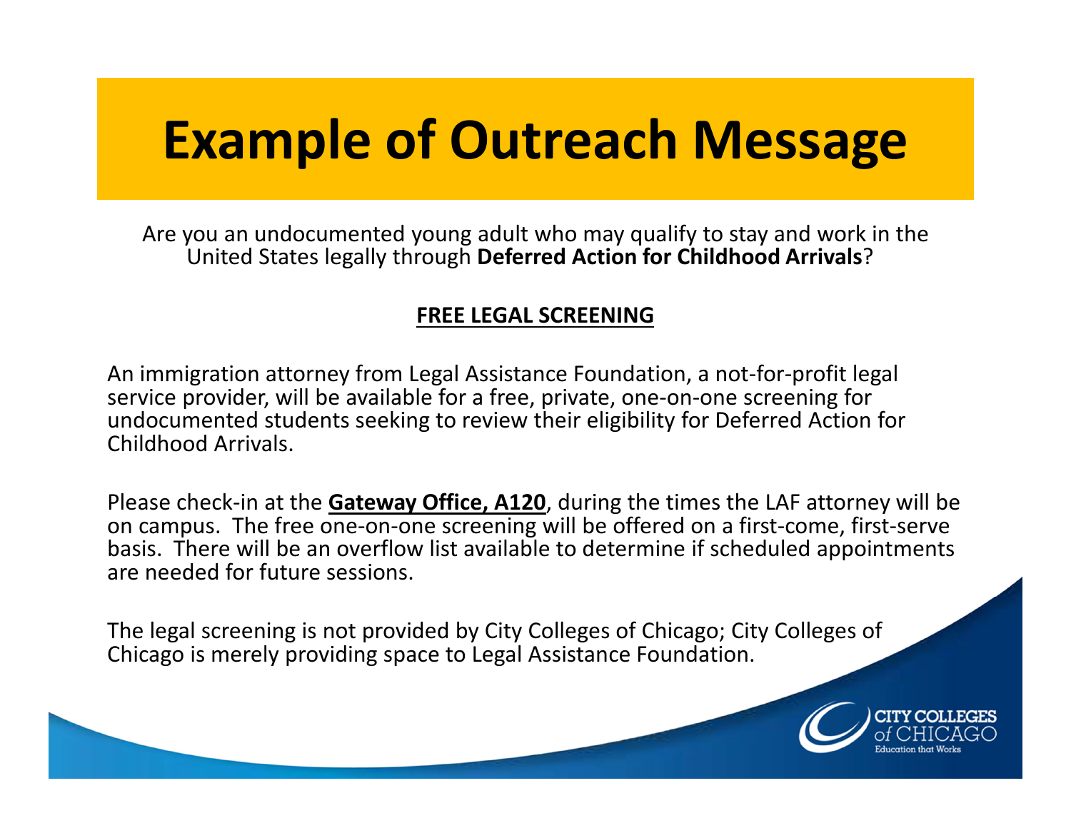# Example of Outreach Message

Are you an undocumented young adult who may qualify to stay and work in the United States legally through **Deferred Action for Childhood Arrivals**?

**FREE LEGAL SCREENING**

An immigration attorney from Legal Assistance Foundation, a not-for-profit legal service provider, will be available for a free, private, one-on-one screening for undocumented students seeking to review their eligibility for Deferred Action for Childhood Arrivals.

Please check-in at the **Gateway Office, A120**, during the times the LAF attorney will be on campus. The free one-on-one screening will be offered on a first-come, first-serve basis. There will be an overflow list available to determine if scheduled appointments are needed for future sessions.

The legal screening is not provided by City Colleges of Chicago; City Colleges of Chicago is merely providing space to Legal Assistance Foundation.

CITY COLLEGES of CHICAGO
Education that Works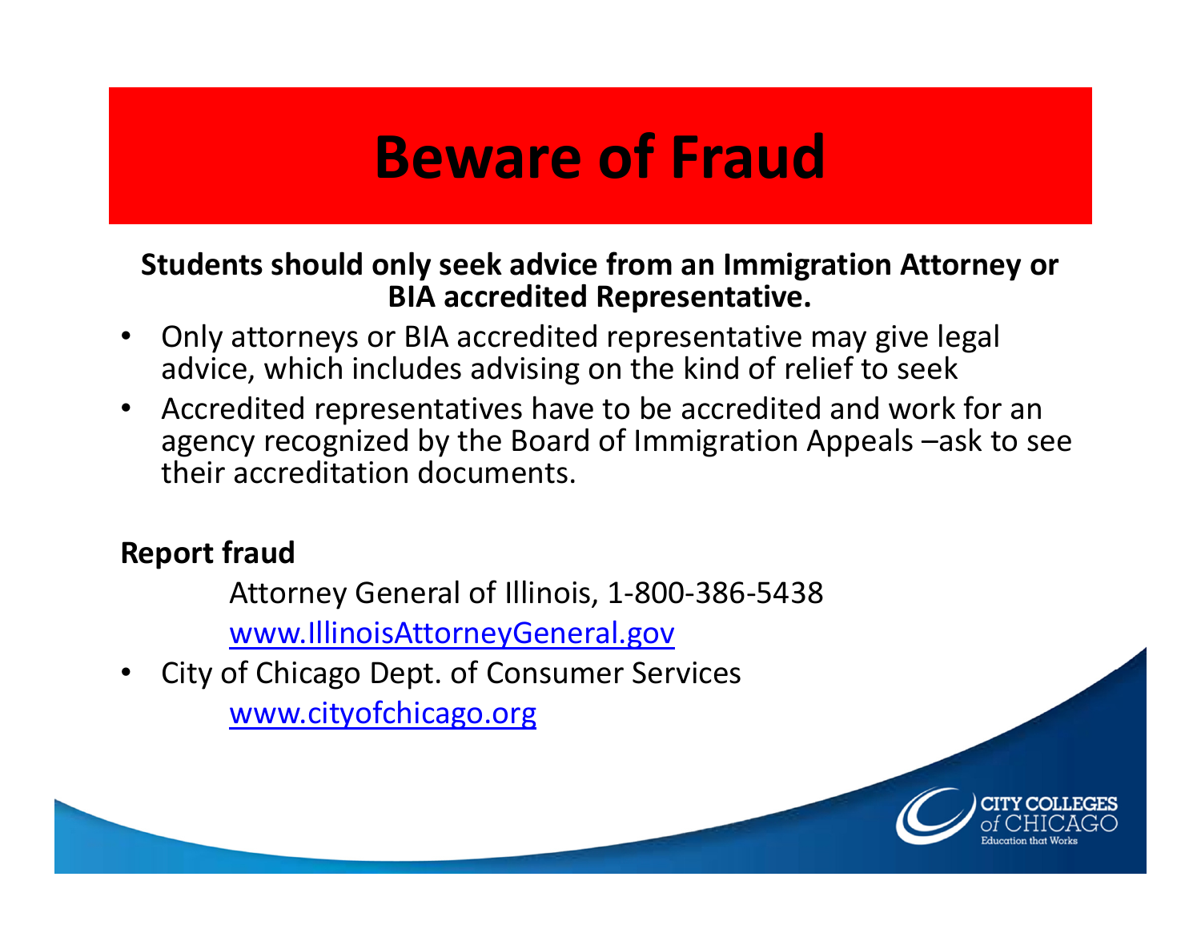# Beware of Fraud

**Students should only seek advice from an Immigration Attorney or BIA accredited Representative.**

- Only attorneys or BIA accredited representative may give legal advice, which includes advising on the kind of relief to seek
- Accredited representatives have to be accredited and work for an agency recognized by the Board of Immigration Appeals –ask to see their accreditation documents.

**Report fraud**

Attorney General of Illinois, 1-800-386-5438

www.IllinoisAttorneyGeneral.gov

- City of Chicago Dept. of Consumer Services

  www.cityofchicago.org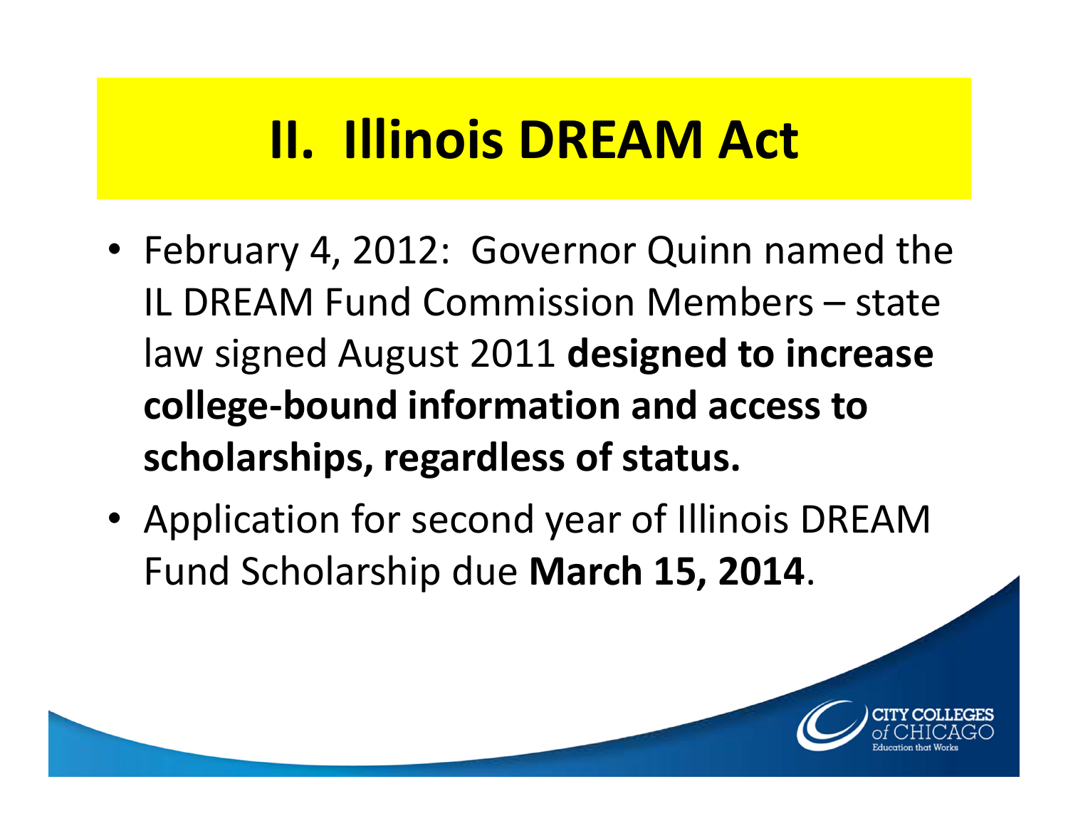# II. Illinois DREAM Act

- February 4, 2012: Governor Quinn named the IL DREAM Fund Commission Members – state law signed August 2011 **designed to increase college-bound information and access to scholarships, regardless of status.**
- Application for second year of Illinois DREAM Fund Scholarship due **March 15, 2014**.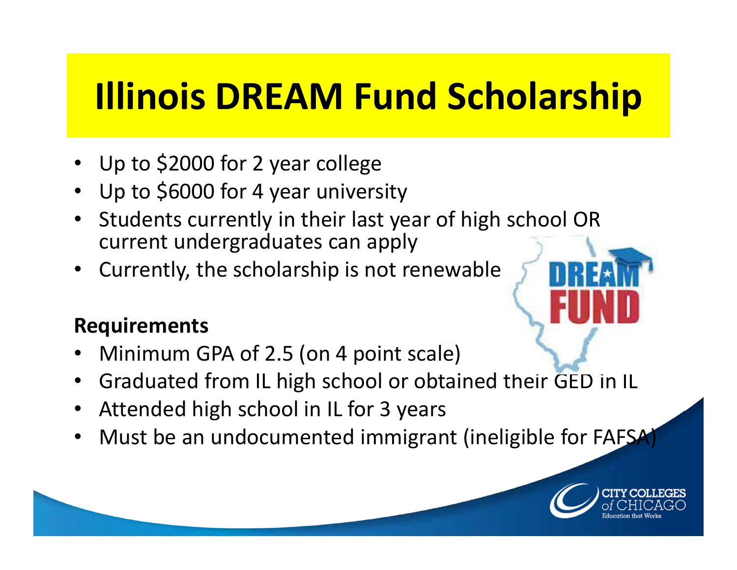# Illinois DREAM Fund Scholarship

- Up to $2000 for 2 year college
- Up to $6000 for 4 year university
- Students currently in their last year of high school OR current undergraduates can apply
- Currently, the scholarship is not renewable

**Requirements**

- Minimum GPA of 2.5 (on 4 point scale)
- Graduated from IL high school or obtained their GED in IL
- Attended high school in IL for 3 years
- Must be an undocumented immigrant (ineligible for FAFSA)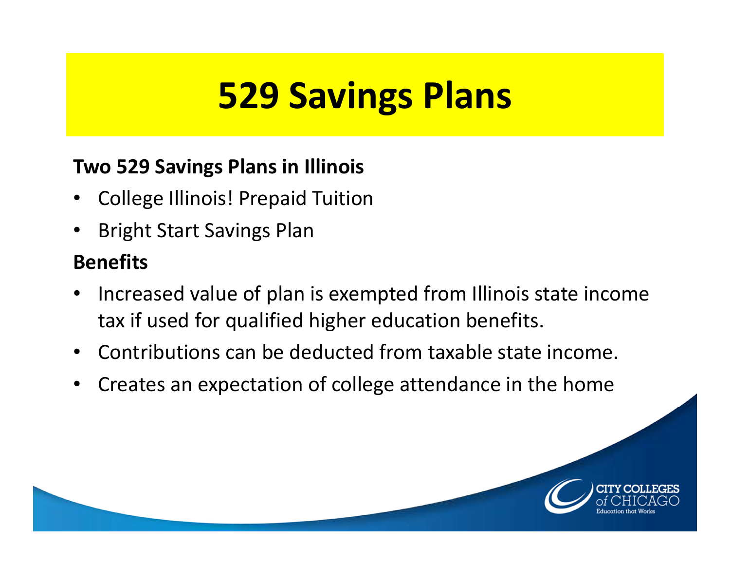# 529 Savings Plans

**Two 529 Savings Plans in Illinois**

- College Illinois! Prepaid Tuition
- Bright Start Savings Plan

**Benefits**

- Increased value of plan is exempted from Illinois state income tax if used for qualified higher education benefits.
- Contributions can be deducted from taxable state income.
- Creates an expectation of college attendance in the home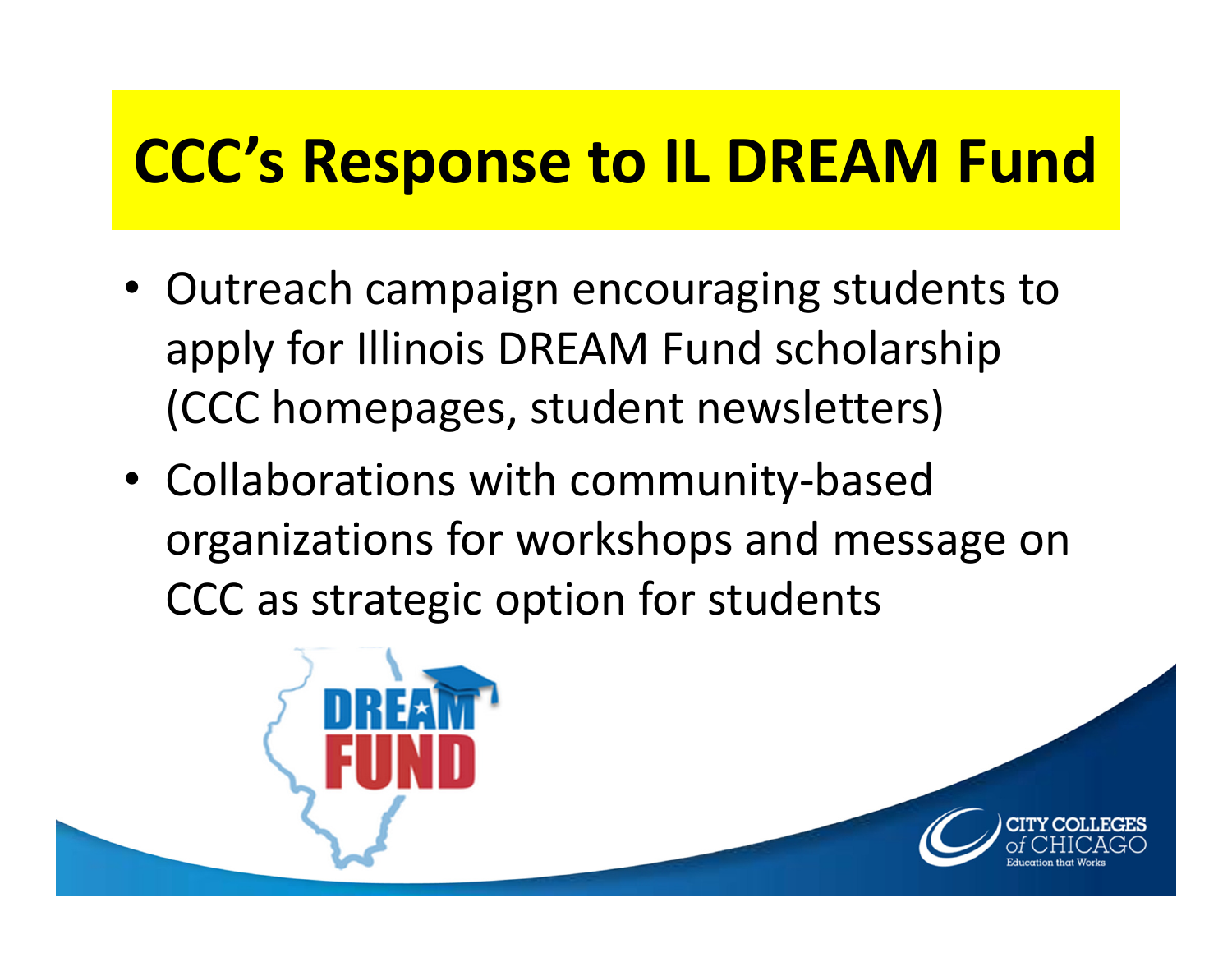# CCC's Response to IL DREAM Fund

- Outreach campaign encouraging students to apply for Illinois DREAM Fund scholarship (CCC homepages, student newsletters)
- Collaborations with community-based organizations for workshops and message on CCC as strategic option for students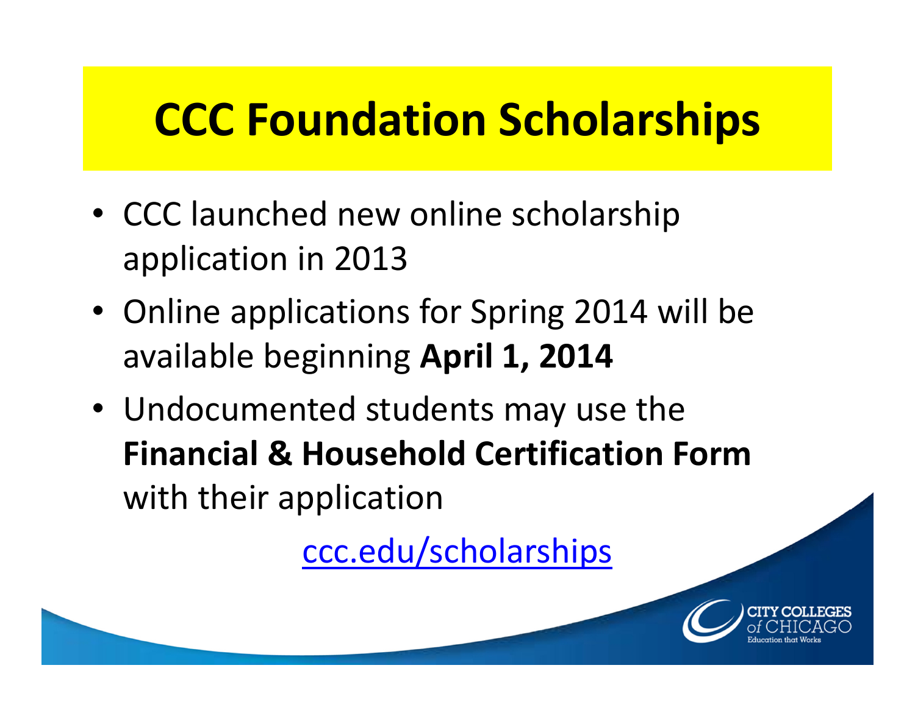# CCC Foundation Scholarships

- CCC launched new online scholarship application in 2013
- Online applications for Spring 2014 will be available beginning **April 1, 2014**
- Undocumented students may use the **Financial & Household Certification Form** with their application

ccc.edu/scholarships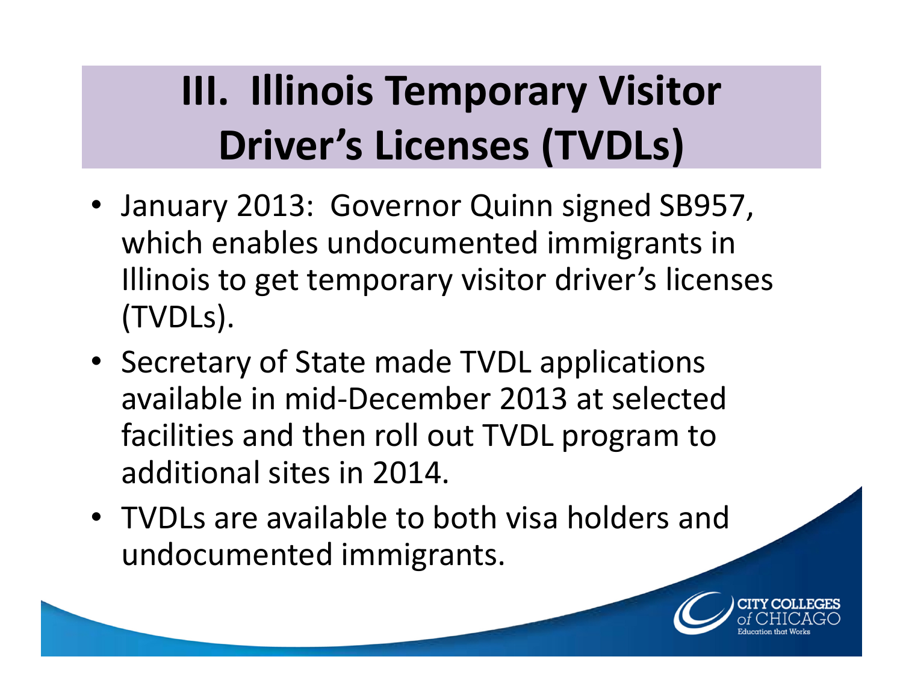# III. Illinois Temporary Visitor Driver's Licenses (TVDLs)

- January 2013: Governor Quinn signed SB957, which enables undocumented immigrants in Illinois to get temporary visitor driver's licenses (TVDLs).
- Secretary of State made TVDL applications available in mid-December 2013 at selected facilities and then roll out TVDL program to additional sites in 2014.
- TVDLs are available to both visa holders and undocumented immigrants.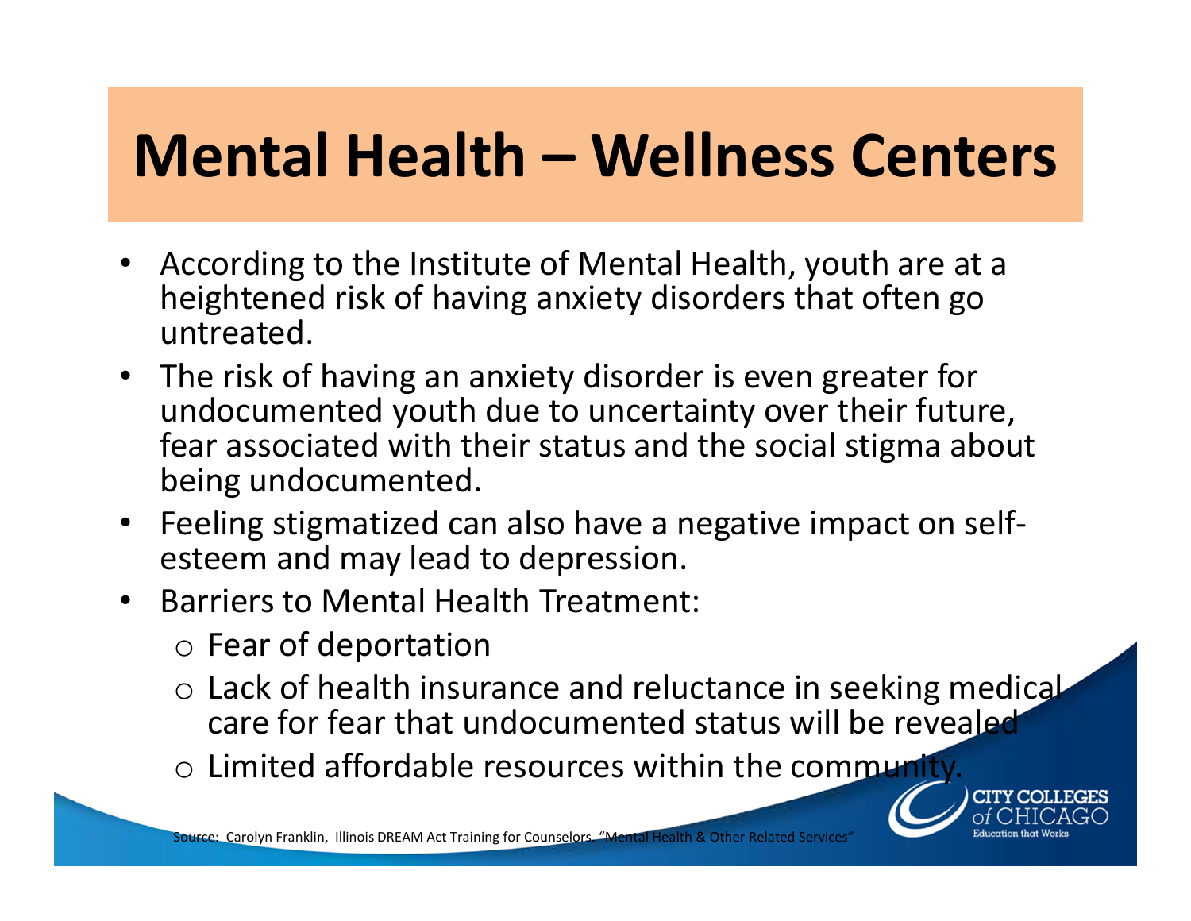# Mental Health – Wellness Centers

- According to the Institute of Mental Health, youth are at a heightened risk of having anxiety disorders that often go untreated.
- The risk of having an anxiety disorder is even greater for undocumented youth due to uncertainty over their future, fear associated with their status and the social stigma about being undocumented.
- Feeling stigmatized can also have a negative impact on self-esteem and may lead to depression.
- Barriers to Mental Health Treatment:
  - Fear of deportation
  - Lack of health insurance and reluctance in seeking medical care for fear that undocumented status will be revealed
  - Limited affordable resources within the community.

Source: Carolyn Franklin, Illinois DREAM Act Training for Counselors. "Mental Health & Other Related Services"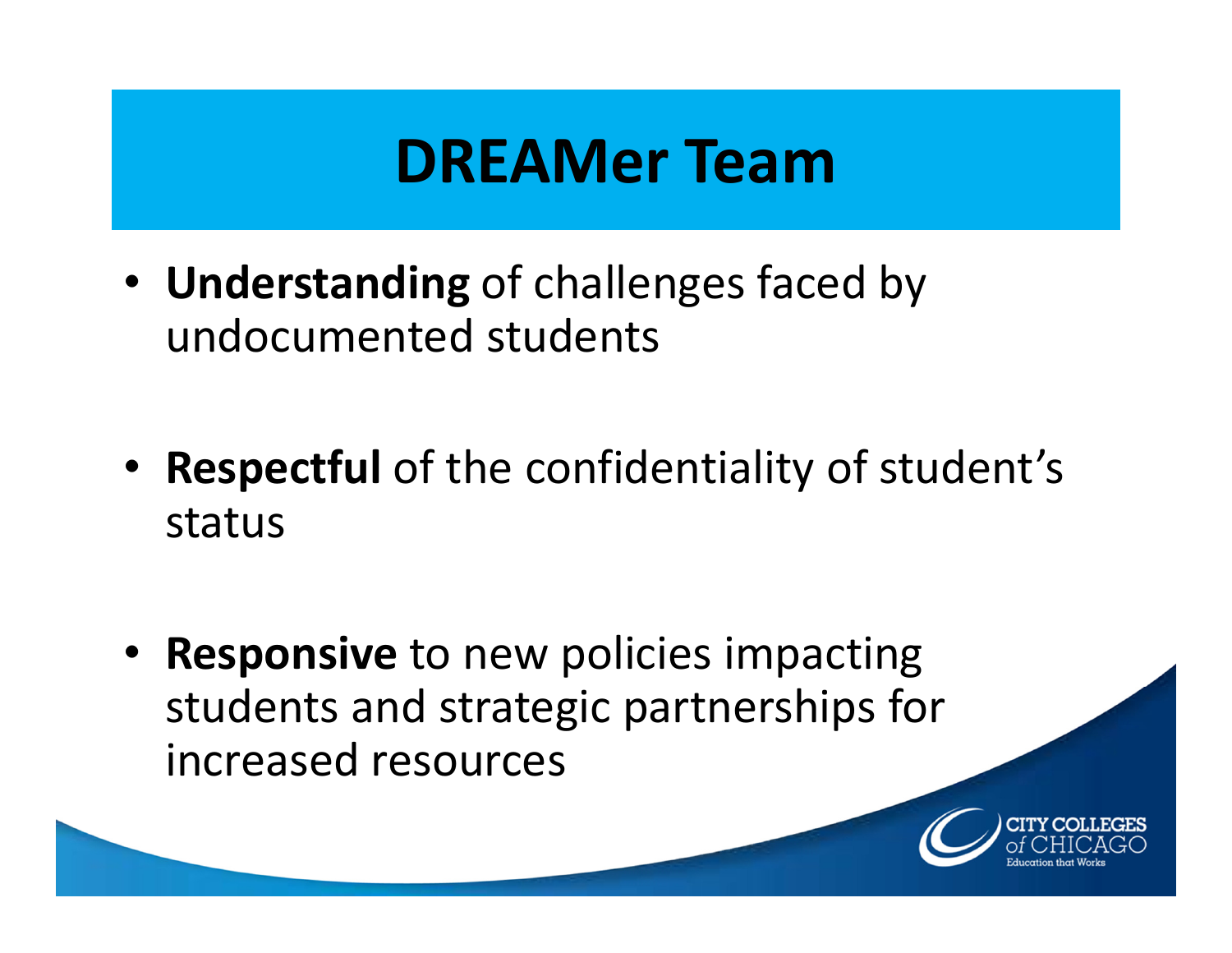# DREAMer Team

- **Understanding** of challenges faced by undocumented students
- **Respectful** of the confidentiality of student's status
- **Responsive** to new policies impacting students and strategic partnerships for increased resources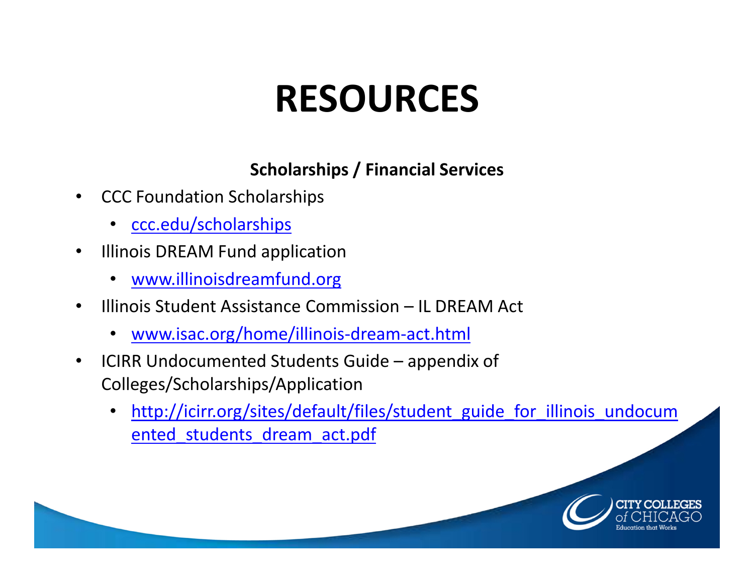# RESOURCES

**Scholarships / Financial Services**

- CCC Foundation Scholarships
  - ccc.edu/scholarships
- Illinois DREAM Fund application
  - www.illinoisdreamfund.org
- Illinois Student Assistance Commission – IL DREAM Act
  - www.isac.org/home/illinois-dream-act.html
- ICIRR Undocumented Students Guide – appendix of Colleges/Scholarships/Application
  - http://icirr.org/sites/default/files/student_guide_for_illinois_undocumented_students_dream_act.pdf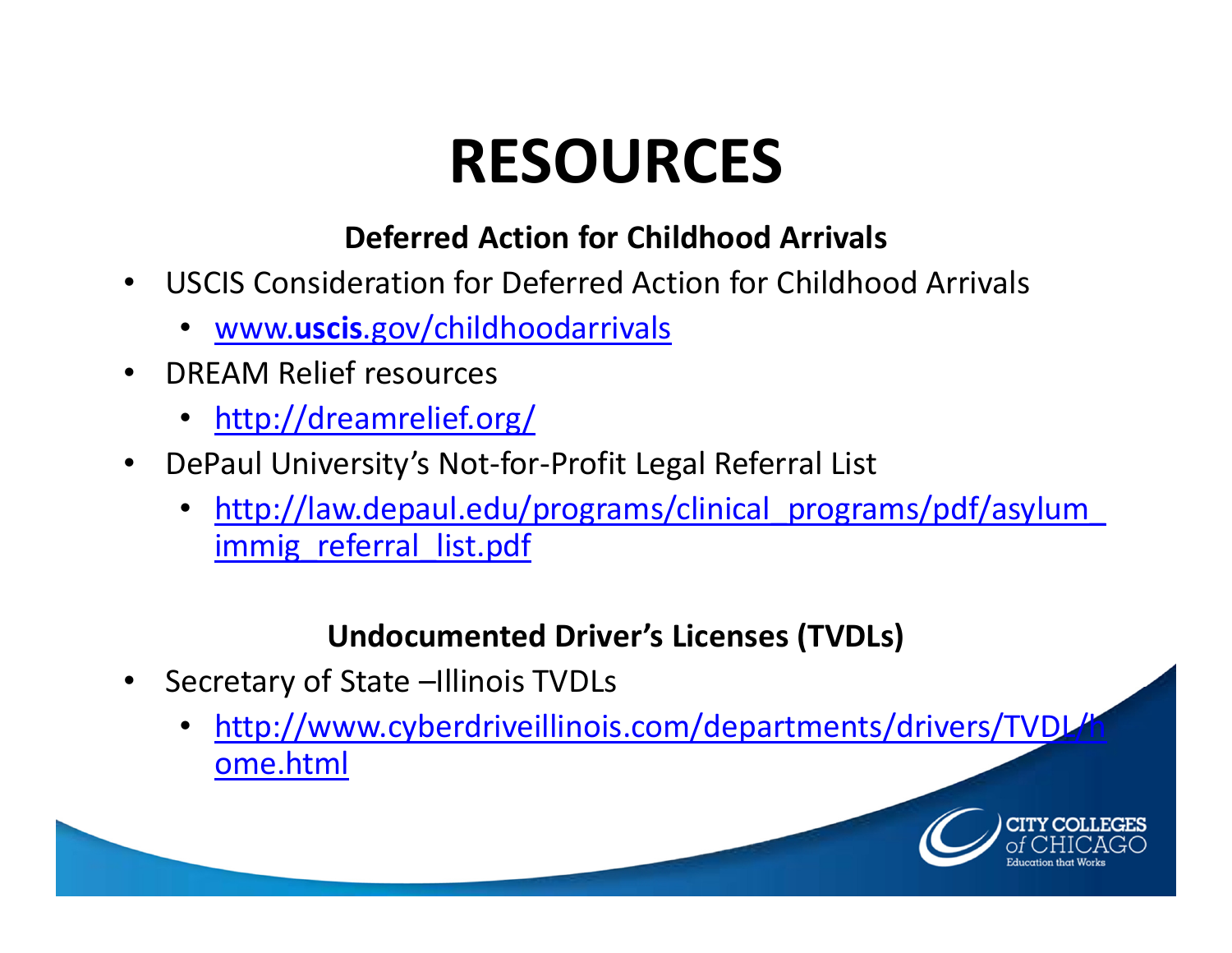# RESOURCES

**Deferred Action for Childhood Arrivals**

- USCIS Consideration for Deferred Action for Childhood Arrivals
  - www.**uscis**.gov/childhoodarrivals
- DREAM Relief resources
  - http://dreamrelief.org/
- DePaul University's Not-for-Profit Legal Referral List
  - http://law.depaul.edu/programs/clinical_programs/pdf/asylum_immig_referral_list.pdf

**Undocumented Driver's Licenses (TVDLs)**

- Secretary of State –Illinois TVDLs
  - http://www.cyberdriveillinois.com/departments/drivers/TVDL/home.html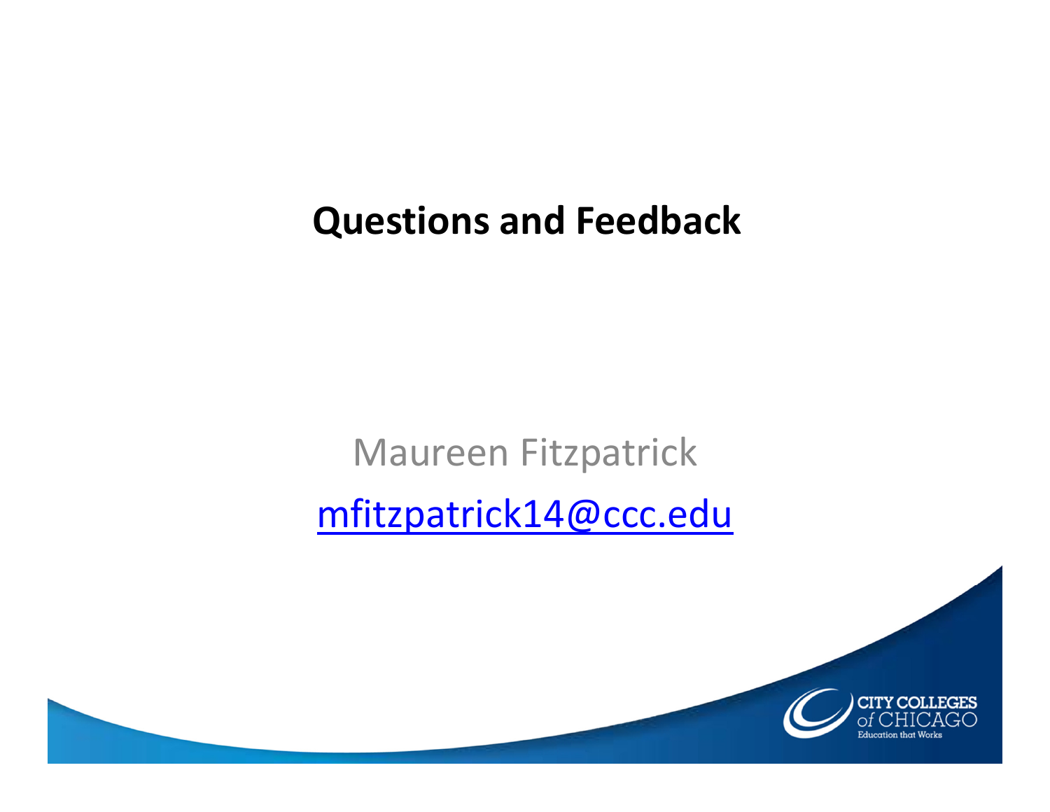# Questions and Feedback

Maureen Fitzpatrick

mfitzpatrick14@ccc.edu